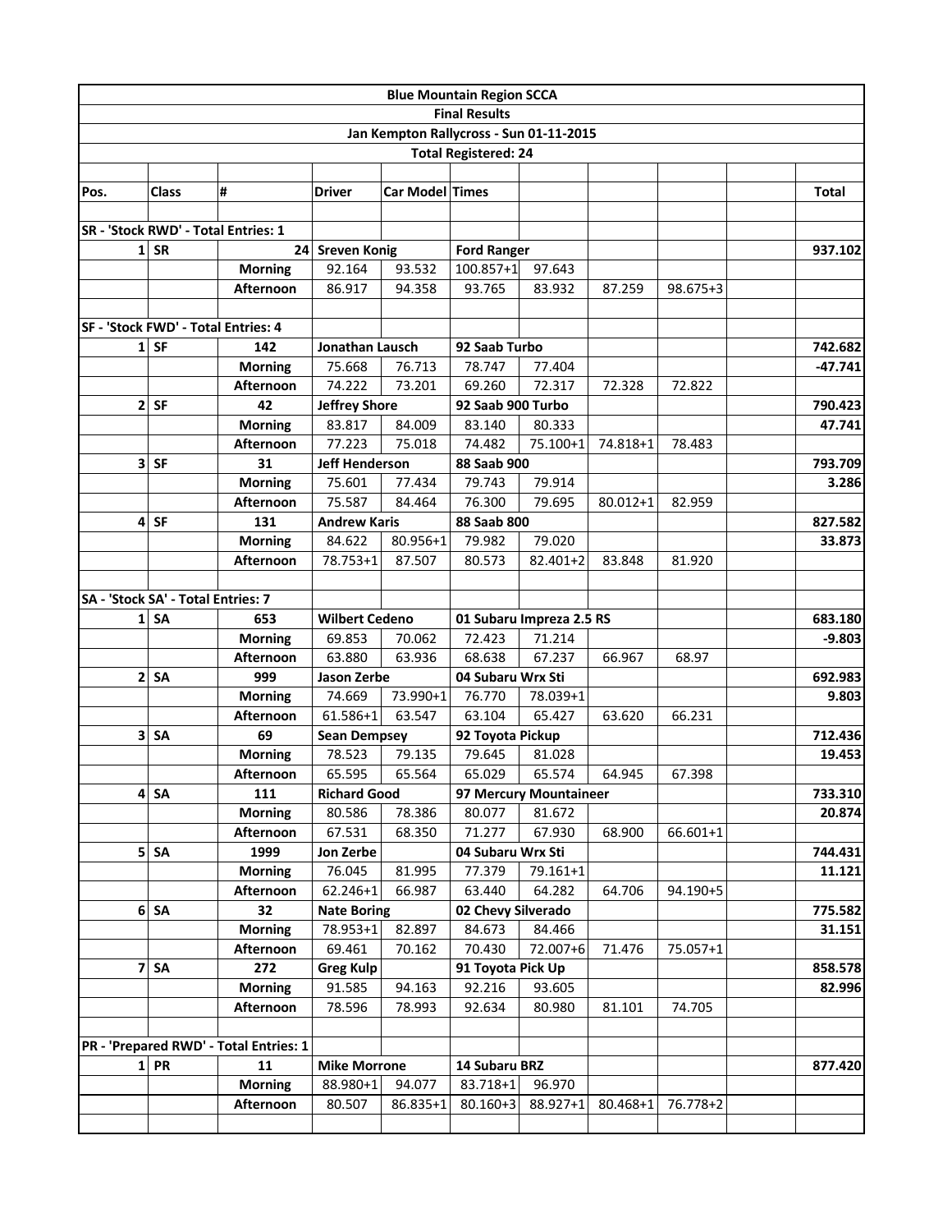| Blue Mountain Region SCCA | | | | | | | | | | | |
|---|---|---|---|---|---|---|---|---|---|---|---|
| Final Results | | | | | | | | | | | |
| Jan Kempton Rallycross - Sun 01-11-2015 | | | | | | | | | | | |
| Total Registered: 24 | | | | | | | | | | | |
| | | | | | | | | | | | |
| **Pos.** | **Class** | **#** | **Driver** | **Car Model** | **Times** | | | | | | **Total** |
| | | | | | | | | | | | |
| **SR - 'Stock RWD' - Total Entries: 1** | | | | | | | | | | | |
| 1 | **SR** | **24** | **Sreven Konig** | | **Ford Ranger** | | | | | | **937.102** |
| | | **Morning** | 92.164 | 93.532 | 100.857+1 | 97.643 | | | | | |
| | | **Afternoon** | 86.917 | 94.358 | 93.765 | 83.932 | 87.259 | 98.675+3 | | | |
| | | | | | | | | | | | |
| **SF - 'Stock FWD' - Total Entries: 4** | | | | | | | | | | | |
| 1 | **SF** | **142** | **Jonathan Lausch** | | **92 Saab Turbo** | | | | | | **742.682** |
| | | **Morning** | 75.668 | 76.713 | 78.747 | 77.404 | | | | | **-47.741** |
| | | **Afternoon** | 74.222 | 73.201 | 69.260 | 72.317 | 72.328 | 72.822 | | | |
| 2 | **SF** | **42** | **Jeffrey Shore** | | **92 Saab 900 Turbo** | | | | | | **790.423** |
| | | **Morning** | 83.817 | 84.009 | 83.140 | 80.333 | | | | | **47.741** |
| | | **Afternoon** | 77.223 | 75.018 | 74.482 | 75.100+1 | 74.818+1 | 78.483 | | | |
| 3 | **SF** | **31** | **Jeff Henderson** | | **88 Saab 900** | | | | | | **793.709** |
| | | **Morning** | 75.601 | 77.434 | 79.743 | 79.914 | | | | | **3.286** |
| | | **Afternoon** | 75.587 | 84.464 | 76.300 | 79.695 | 80.012+1 | 82.959 | | | |
| 4 | **SF** | **131** | **Andrew Karis** | | **88 Saab 800** | | | | | | **827.582** |
| | | **Morning** | 84.622 | 80.956+1 | 79.982 | 79.020 | | | | | **33.873** |
| | | **Afternoon** | 78.753+1 | 87.507 | 80.573 | 82.401+2 | 83.848 | 81.920 | | | |
| | | | | | | | | | | | |
| **SA - 'Stock SA' - Total Entries: 7** | | | | | | | | | | | |
| 1 | **SA** | **653** | **Wilbert Cedeno** | | **01 Subaru Impreza 2.5 RS** | | | | | | **683.180** |
| | | **Morning** | 69.853 | 70.062 | 72.423 | 71.214 | | | | | **-9.803** |
| | | **Afternoon** | 63.880 | 63.936 | 68.638 | 67.237 | 66.967 | 68.97 | | | |
| 2 | **SA** | **999** | **Jason Zerbe** | | **04 Subaru Wrx Sti** | | | | | | **692.983** |
| | | **Morning** | 74.669 | 73.990+1 | 76.770 | 78.039+1 | | | | | **9.803** |
| | | **Afternoon** | 61.586+1 | 63.547 | 63.104 | 65.427 | 63.620 | 66.231 | | | |
| 3 | **SA** | **69** | **Sean Dempsey** | | **92 Toyota Pickup** | | | | | | **712.436** |
| | | **Morning** | 78.523 | 79.135 | 79.645 | 81.028 | | | | | **19.453** |
| | | **Afternoon** | 65.595 | 65.564 | 65.029 | 65.574 | 64.945 | 67.398 | | | |
| 4 | **SA** | **111** | **Richard Good** | | **97 Mercury Mountaineer** | | | | | | **733.310** |
| | | **Morning** | 80.586 | 78.386 | 80.077 | 81.672 | | | | | **20.874** |
| | | **Afternoon** | 67.531 | 68.350 | 71.277 | 67.930 | 68.900 | 66.601+1 | | | |
| 5 | **SA** | **1999** | **Jon Zerbe** | | **04 Subaru Wrx Sti** | | | | | | **744.431** |
| | | **Morning** | 76.045 | 81.995 | 77.379 | 79.161+1 | | | | | **11.121** |
| | | **Afternoon** | 62.246+1 | 66.987 | 63.440 | 64.282 | 64.706 | 94.190+5 | | | |
| 6 | **SA** | **32** | **Nate Boring** | | **02 Chevy Silverado** | | | | | | **775.582** |
| | | **Morning** | 78.953+1 | 82.897 | 84.673 | 84.466 | | | | | **31.151** |
| | | **Afternoon** | 69.461 | 70.162 | 70.430 | 72.007+6 | 71.476 | 75.057+1 | | | |
| 7 | **SA** | **272** | **Greg Kulp** | | **91 Toyota Pick Up** | | | | | | **858.578** |
| | | **Morning** | 91.585 | 94.163 | 92.216 | 93.605 | | | | | **82.996** |
| | | **Afternoon** | 78.596 | 78.993 | 92.634 | 80.980 | 81.101 | 74.705 | | | |
| | | | | | | | | | | | |
| **PR - 'Prepared RWD' - Total Entries: 1** | | | | | | | | | | | |
| 1 | **PR** | **11** | **Mike Morrone** | | **14 Subaru BRZ** | | | | | | **877.420** |
| | | **Morning** | 88.980+1 | 94.077 | 83.718+1 | 96.970 | | | | | |
| | | **Afternoon** | 80.507 | 86.835+1 | 80.160+3 | 88.927+1 | 80.468+1 | 76.778+2 | | | |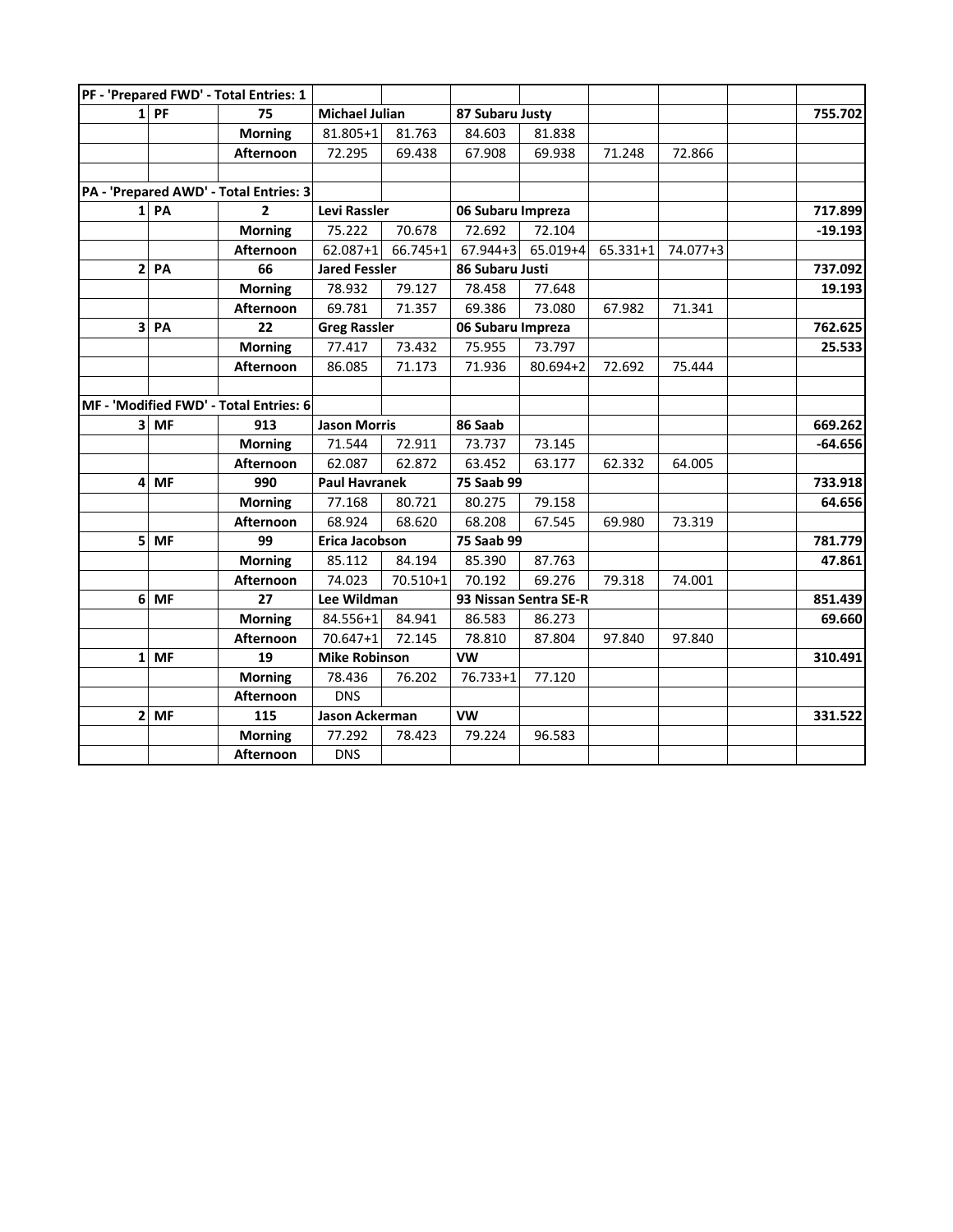| PF - 'Prepared FWD' - Total Entries: 1 | | | | | | | | | | |
|---|---|---|---|---|---|---|---|---|---|---|
| 1 | PF | 75 | Michael Julian | | 87 Subaru Justy | | | | | 755.702 |
| | | Morning | 81.805+1 | 81.763 | 84.603 | 81.838 | | | | |
| | | Afternoon | 72.295 | 69.438 | 67.908 | 69.938 | 71.248 | 72.866 | | |
| | | | | | | | | | | |
| PA - 'Prepared AWD' - Total Entries: 3 | | | | | | | | | | |
| 1 | PA | 2 | Levi Rassler | | 06 Subaru Impreza | | | | | 717.899 |
| | | Morning | 75.222 | 70.678 | 72.692 | 72.104 | | | | -19.193 |
| | | Afternoon | 62.087+1 | 66.745+1 | 67.944+3 | 65.019+4 | 65.331+1 | 74.077+3 | | |
| 2 | PA | 66 | Jared Fessler | | 86 Subaru Justi | | | | | 737.092 |
| | | Morning | 78.932 | 79.127 | 78.458 | 77.648 | | | | 19.193 |
| | | Afternoon | 69.781 | 71.357 | 69.386 | 73.080 | 67.982 | 71.341 | | |
| 3 | PA | 22 | Greg Rassler | | 06 Subaru Impreza | | | | | 762.625 |
| | | Morning | 77.417 | 73.432 | 75.955 | 73.797 | | | | 25.533 |
| | | Afternoon | 86.085 | 71.173 | 71.936 | 80.694+2 | 72.692 | 75.444 | | |
| | | | | | | | | | | |
| MF - 'Modified FWD' - Total Entries: 6 | | | | | | | | | | |
| 3 | MF | 913 | Jason Morris | | 86 Saab | | | | | 669.262 |
| | | Morning | 71.544 | 72.911 | 73.737 | 73.145 | | | | -64.656 |
| | | Afternoon | 62.087 | 62.872 | 63.452 | 63.177 | 62.332 | 64.005 | | |
| 4 | MF | 990 | Paul Havranek | | 75 Saab 99 | | | | | 733.918 |
| | | Morning | 77.168 | 80.721 | 80.275 | 79.158 | | | | 64.656 |
| | | Afternoon | 68.924 | 68.620 | 68.208 | 67.545 | 69.980 | 73.319 | | |
| 5 | MF | 99 | Erica Jacobson | | 75 Saab 99 | | | | | 781.779 |
| | | Morning | 85.112 | 84.194 | 85.390 | 87.763 | | | | 47.861 |
| | | Afternoon | 74.023 | 70.510+1 | 70.192 | 69.276 | 79.318 | 74.001 | | |
| 6 | MF | 27 | Lee Wildman | | 93 Nissan Sentra SE-R | | | | | 851.439 |
| | | Morning | 84.556+1 | 84.941 | 86.583 | 86.273 | | | | 69.660 |
| | | Afternoon | 70.647+1 | 72.145 | 78.810 | 87.804 | 97.840 | 97.840 | | |
| 1 | MF | 19 | Mike Robinson | | VW | | | | | 310.491 |
| | | Morning | 78.436 | 76.202 | 76.733+1 | 77.120 | | | | |
| | | Afternoon | DNS | | | | | | | |
| 2 | MF | 115 | Jason Ackerman | | VW | | | | | 331.522 |
| | | Morning | 77.292 | 78.423 | 79.224 | 96.583 | | | | |
| | | Afternoon | DNS | | | | | | | |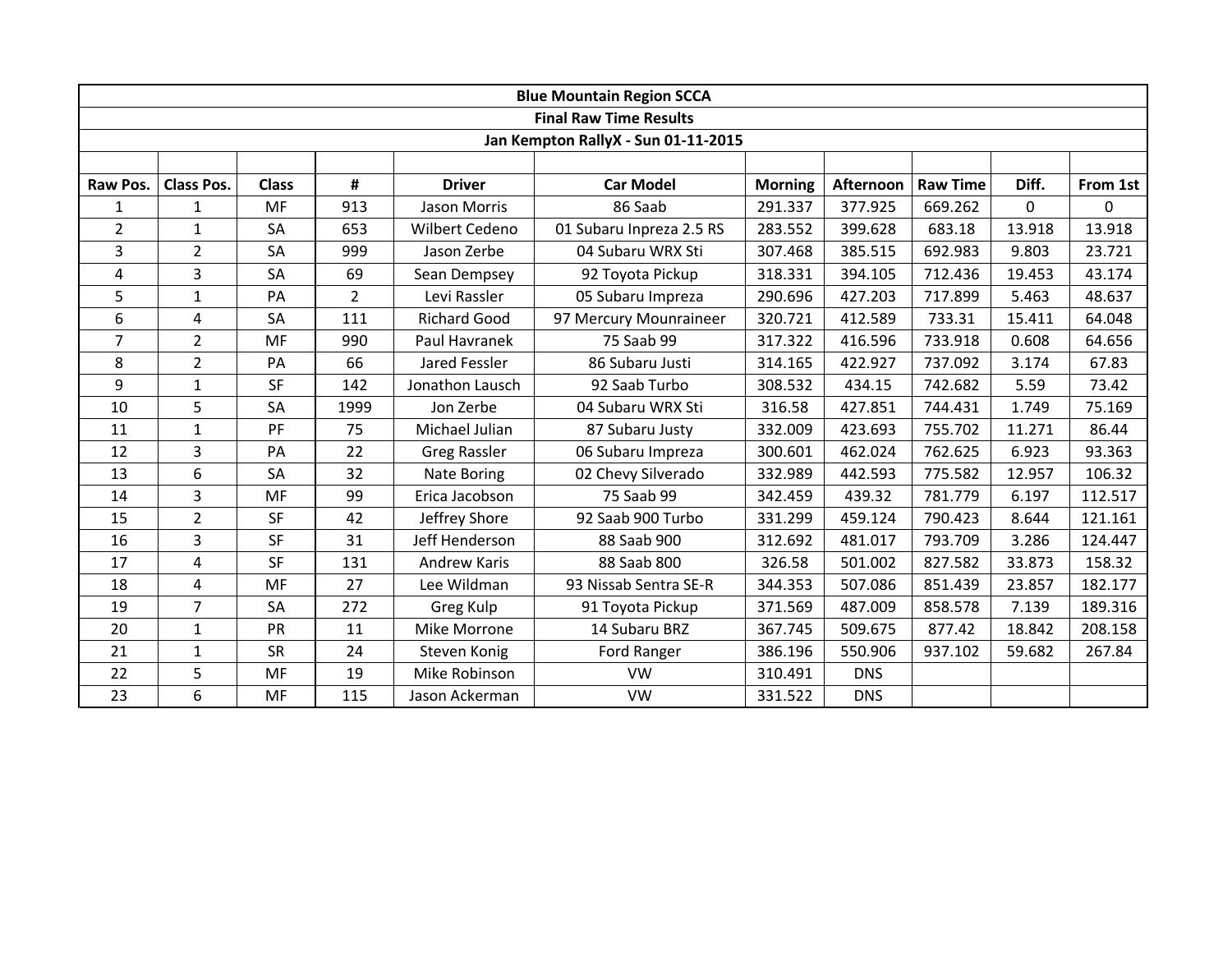| Blue Mountain Region SCCA | | | | | | | | | | |
|---|---|---|---|---|---|---|---|---|---|---|
| Final Raw Time Results | | | | | | | | | | |
| Jan Kempton RallyX - Sun 01-11-2015 | | | | | | | | | | |
| | | | | | | | | | | |
| **Raw Pos.** | **Class Pos.** | **Class** | **#** | **Driver** | **Car Model** | **Morning** | **Afternoon** | **Raw Time** | **Diff.** | **From 1st** |
| 1 | 1 | MF | 913 | Jason Morris | 86 Saab | 291.337 | 377.925 | 669.262 | 0 | 0 |
| 2 | 1 | SA | 653 | Wilbert Cedeno | 01 Subaru Inpreza 2.5 RS | 283.552 | 399.628 | 683.18 | 13.918 | 13.918 |
| 3 | 2 | SA | 999 | Jason Zerbe | 04 Subaru WRX Sti | 307.468 | 385.515 | 692.983 | 9.803 | 23.721 |
| 4 | 3 | SA | 69 | Sean Dempsey | 92 Toyota Pickup | 318.331 | 394.105 | 712.436 | 19.453 | 43.174 |
| 5 | 1 | PA | 2 | Levi Rassler | 05 Subaru Impreza | 290.696 | 427.203 | 717.899 | 5.463 | 48.637 |
| 6 | 4 | SA | 111 | Richard Good | 97 Mercury Mounraineer | 320.721 | 412.589 | 733.31 | 15.411 | 64.048 |
| 7 | 2 | MF | 990 | Paul Havranek | 75 Saab 99 | 317.322 | 416.596 | 733.918 | 0.608 | 64.656 |
| 8 | 2 | PA | 66 | Jared Fessler | 86 Subaru Justi | 314.165 | 422.927 | 737.092 | 3.174 | 67.83 |
| 9 | 1 | SF | 142 | Jonathon Lausch | 92 Saab Turbo | 308.532 | 434.15 | 742.682 | 5.59 | 73.42 |
| 10 | 5 | SA | 1999 | Jon Zerbe | 04 Subaru WRX Sti | 316.58 | 427.851 | 744.431 | 1.749 | 75.169 |
| 11 | 1 | PF | 75 | Michael Julian | 87 Subaru Justy | 332.009 | 423.693 | 755.702 | 11.271 | 86.44 |
| 12 | 3 | PA | 22 | Greg Rassler | 06 Subaru Impreza | 300.601 | 462.024 | 762.625 | 6.923 | 93.363 |
| 13 | 6 | SA | 32 | Nate Boring | 02 Chevy Silverado | 332.989 | 442.593 | 775.582 | 12.957 | 106.32 |
| 14 | 3 | MF | 99 | Erica Jacobson | 75 Saab 99 | 342.459 | 439.32 | 781.779 | 6.197 | 112.517 |
| 15 | 2 | SF | 42 | Jeffrey Shore | 92 Saab 900 Turbo | 331.299 | 459.124 | 790.423 | 8.644 | 121.161 |
| 16 | 3 | SF | 31 | Jeff Henderson | 88 Saab 900 | 312.692 | 481.017 | 793.709 | 3.286 | 124.447 |
| 17 | 4 | SF | 131 | Andrew Karis | 88 Saab 800 | 326.58 | 501.002 | 827.582 | 33.873 | 158.32 |
| 18 | 4 | MF | 27 | Lee Wildman | 93 Nissab Sentra SE-R | 344.353 | 507.086 | 851.439 | 23.857 | 182.177 |
| 19 | 7 | SA | 272 | Greg Kulp | 91 Toyota Pickup | 371.569 | 487.009 | 858.578 | 7.139 | 189.316 |
| 20 | 1 | PR | 11 | Mike Morrone | 14 Subaru BRZ | 367.745 | 509.675 | 877.42 | 18.842 | 208.158 |
| 21 | 1 | SR | 24 | Steven Konig | Ford Ranger | 386.196 | 550.906 | 937.102 | 59.682 | 267.84 |
| 22 | 5 | MF | 19 | Mike Robinson | VW | 310.491 | DNS | | | |
| 23 | 6 | MF | 115 | Jason Ackerman | VW | 331.522 | DNS | | | |